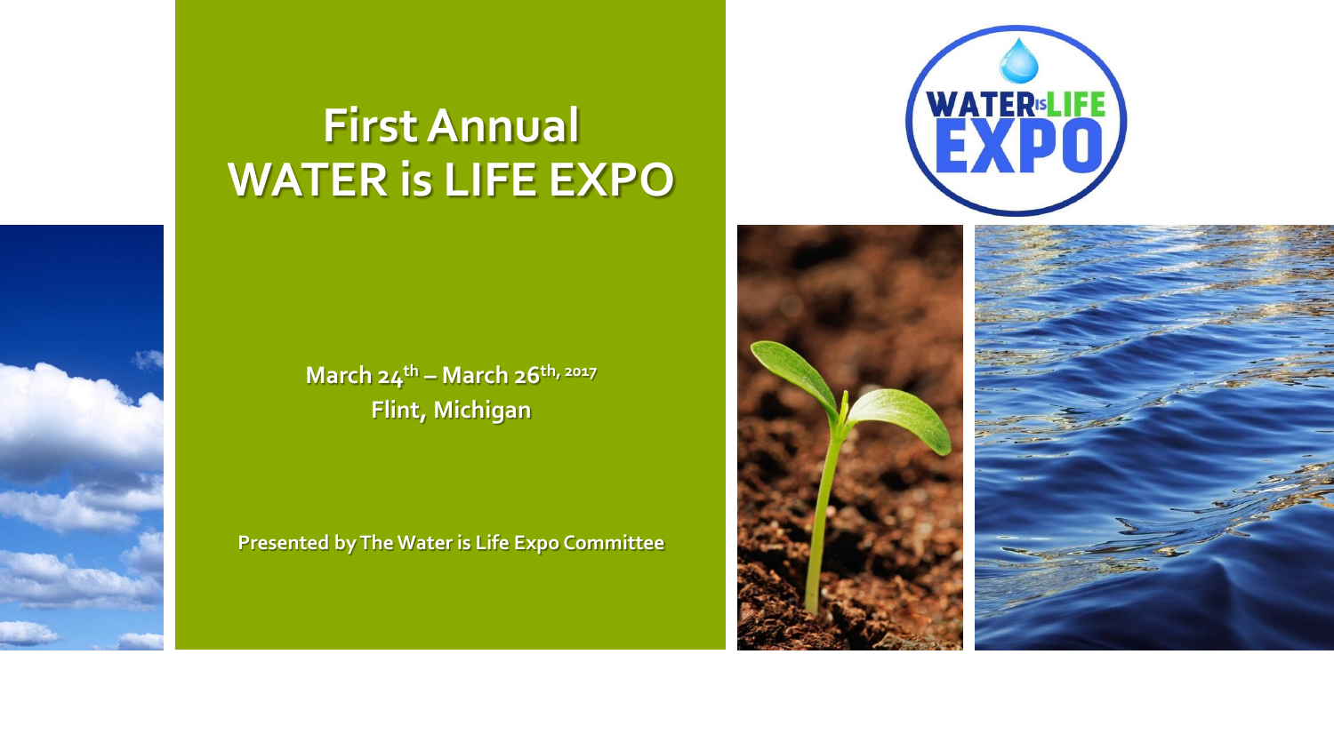# First Annual WATER is LIFE EXPO

March 24th – March 26th, 2017

Flint, Michigan

Presented by The Water is Life Expo Committee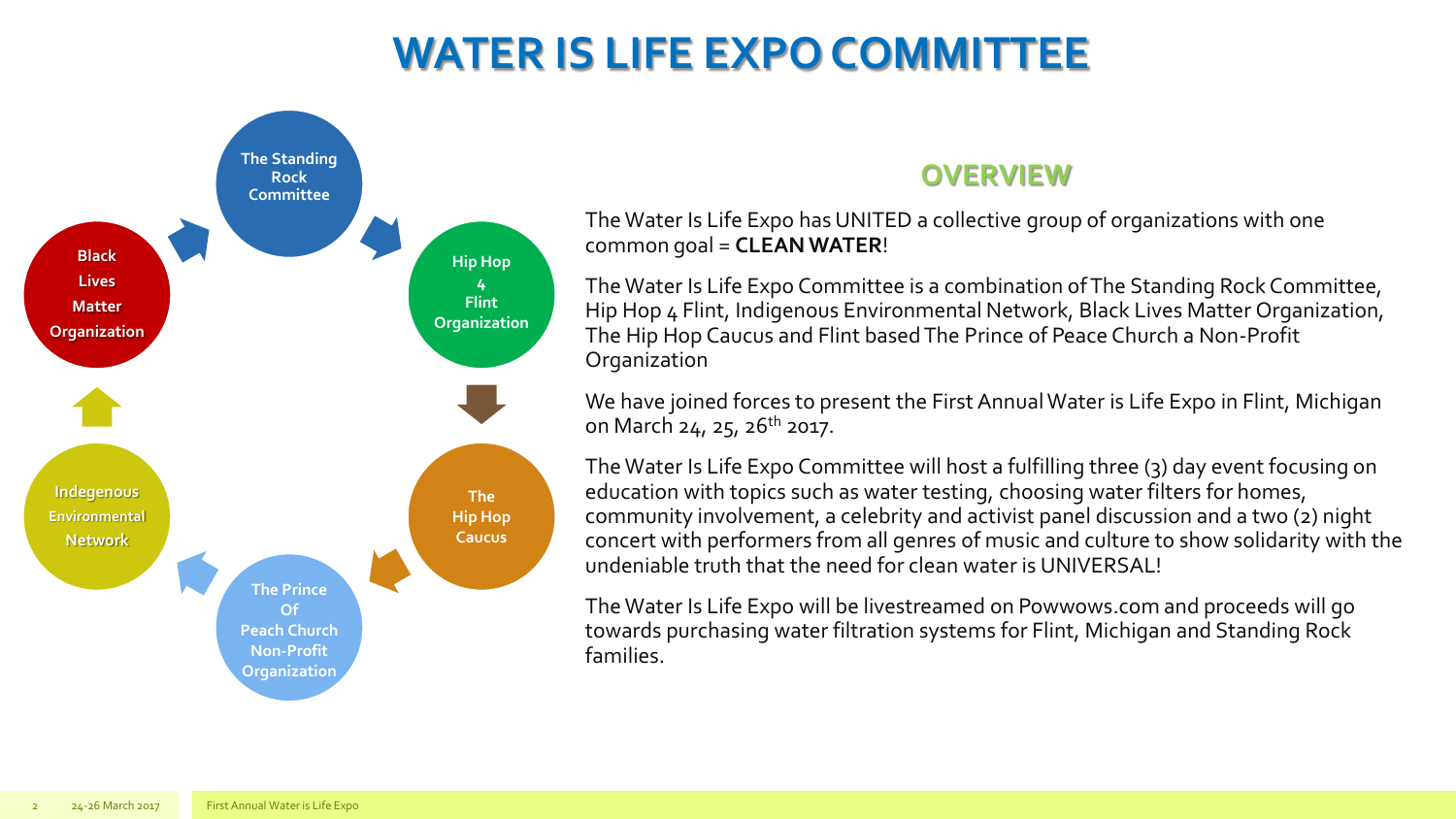# WATER IS LIFE EXPO COMMITTEE

- The Standing Rock Committee
- Hip Hop 4 Flint Organization
- The Hip Hop Caucus
- The Prince Of Peach Church Non-Profit Organization
- Indegenous Environmental Network
- Black Lives Matter Organization

## OVERVIEW

The Water Is Life Expo has UNITED a collective group of organizations with one common goal = **CLEAN WATER**!

The Water Is Life Expo Committee is a combination of The Standing Rock Committee, Hip Hop 4 Flint, Indigenous Environmental Network, Black Lives Matter Organization, The Hip Hop Caucus and Flint based The Prince of Peace Church a Non-Profit Organization

We have joined forces to present the First Annual Water is Life Expo in Flint, Michigan on March 24, 25, 26th 2017.

The Water Is Life Expo Committee will host a fulfilling three (3) day event focusing on education with topics such as water testing, choosing water filters for homes, community involvement, a celebrity and activist panel discussion and a two (2) night concert with performers from all genres of music and culture to show solidarity with the undeniable truth that the need for clean water is UNIVERSAL!

The Water Is Life Expo will be livestreamed on Powwows.com and proceeds will go towards purchasing water filtration systems for Flint, Michigan and Standing Rock families.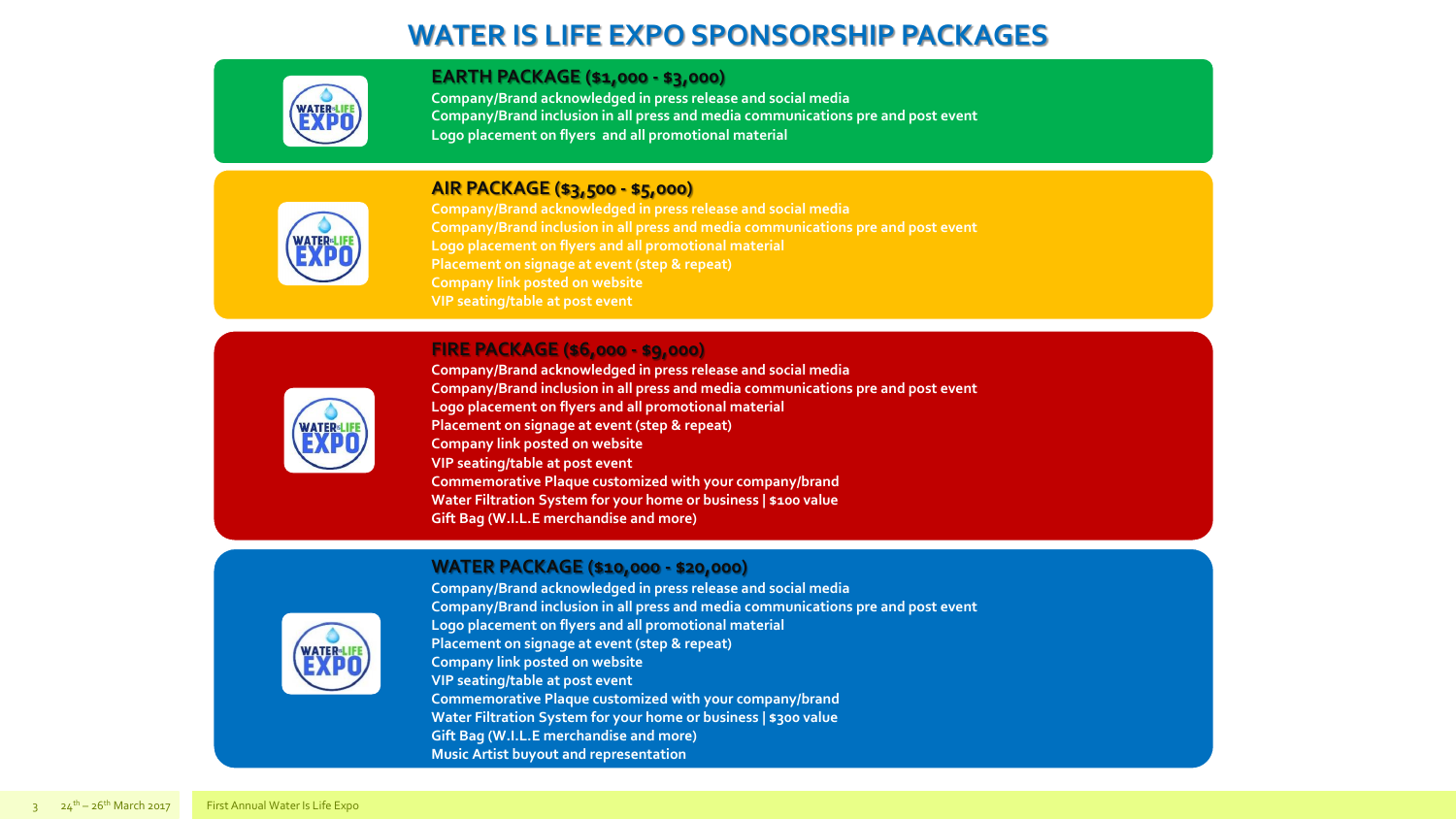# WATER IS LIFE EXPO SPONSORSHIP PACKAGES

## EARTH PACKAGE ($1,000 - $3,000)

- Company/Brand acknowledged in press release and social media
- Company/Brand inclusion in all press and media communications pre and post event
- Logo placement on flyers and all promotional material

## AIR PACKAGE ($3,500 - $5,000)

- Company/Brand acknowledged in press release and social media
- Company/Brand inclusion in all press and media communications pre and post event
- Logo placement on flyers and all promotional material
- Placement on signage at event (step & repeat)
- Company link posted on website
- VIP seating/table at post event

## FIRE PACKAGE ($6,000 - $9,000)

- Company/Brand acknowledged in press release and social media
- Company/Brand inclusion in all press and media communications pre and post event
- Logo placement on flyers and all promotional material
- Placement on signage at event (step & repeat)
- Company link posted on website
- VIP seating/table at post event
- Commemorative Plaque customized with your company/brand
- Water Filtration System for your home or business | $100 value
- Gift Bag (W.I.L.E merchandise and more)

## WATER PACKAGE ($10,000 - $20,000)

- Company/Brand acknowledged in press release and social media
- Company/Brand inclusion in all press and media communications pre and post event
- Logo placement on flyers and all promotional material
- Placement on signage at event (step & repeat)
- Company link posted on website
- VIP seating/table at post event
- Commemorative Plaque customized with your company/brand
- Water Filtration System for your home or business | $300 value
- Gift Bag (W.I.L.E merchandise and more)
- Music Artist buyout and representation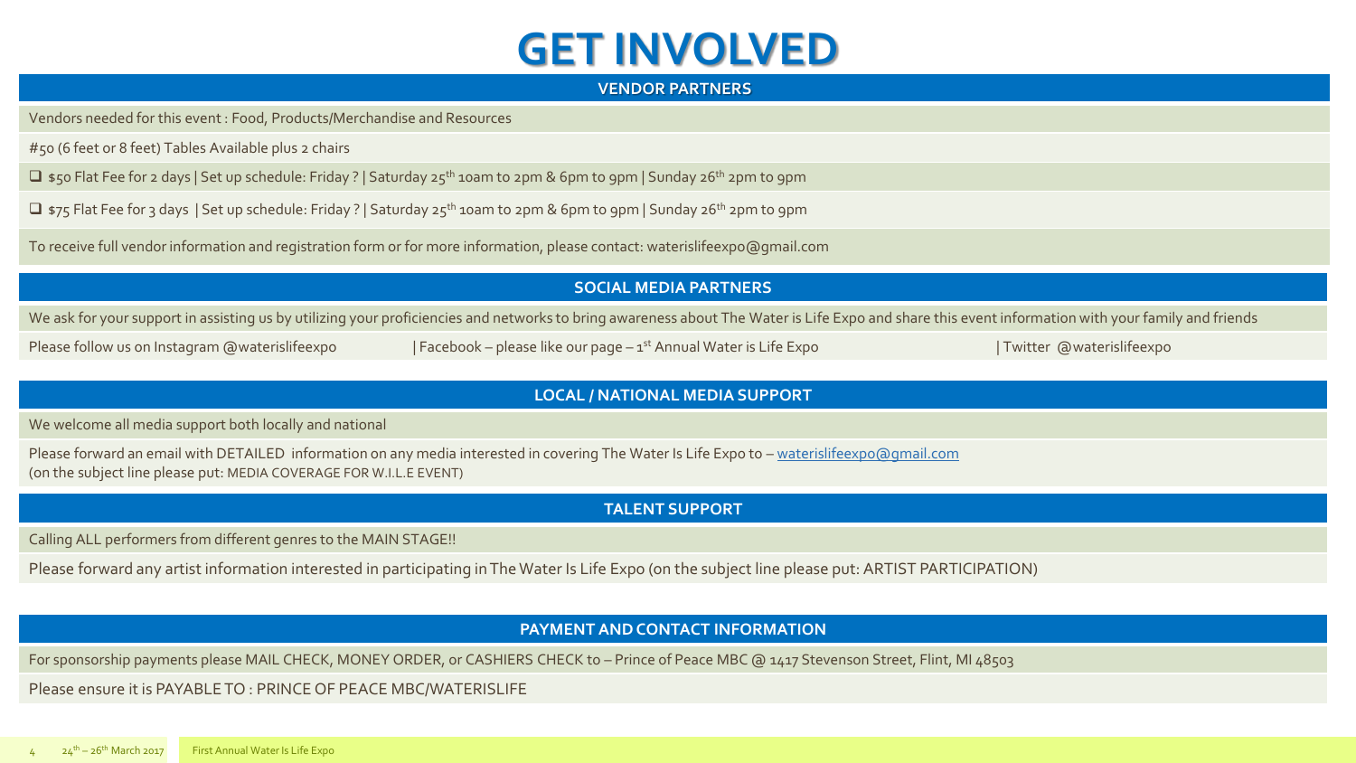# GET INVOLVED

## VENDOR PARTNERS

Vendors needed for this event : Food, Products/Merchandise and Resources

#50 (6 feet or 8 feet) Tables Available plus 2 chairs

- ❑ $50 Flat Fee for 2 days | Set up schedule: Friday ? | Saturday 25th 10am to 2pm & 6pm to 9pm | Sunday 26th 2pm to 9pm
- ❑ $75 Flat Fee for 3 days | Set up schedule: Friday ? | Saturday 25th 10am to 2pm & 6pm to 9pm | Sunday 26th 2pm to 9pm

To receive full vendor information and registration form or for more information, please contact: waterislifeexpo@gmail.com

## SOCIAL MEDIA PARTNERS

We ask for your support in assisting us by utilizing your proficiencies and networks to bring awareness about The Water is Life Expo and share this event information with your family and friends

Please follow us on Instagram @waterislifeexpo | Facebook – please like our page – 1st Annual Water is Life Expo | Twitter @waterislifeexpo

## LOCAL / NATIONAL MEDIA SUPPORT

We welcome all media support both locally and national

Please forward an email with DETAILED information on any media interested in covering The Water Is Life Expo to – waterislifeexpo@gmail.com
(on the subject line please put: MEDIA COVERAGE FOR W.I.L.E EVENT)

## TALENT SUPPORT

Calling ALL performers from different genres to the MAIN STAGE!!

Please forward any artist information interested in participating in The Water Is Life Expo (on the subject line please put: ARTIST PARTICIPATION)

## PAYMENT AND CONTACT INFORMATION

For sponsorship payments please MAIL CHECK, MONEY ORDER, or CASHIERS CHECK to – Prince of Peace MBC @ 1417 Stevenson Street, Flint, MI 48503

Please ensure it is PAYABLE TO : PRINCE OF PEACE MBC/WATERISLIFE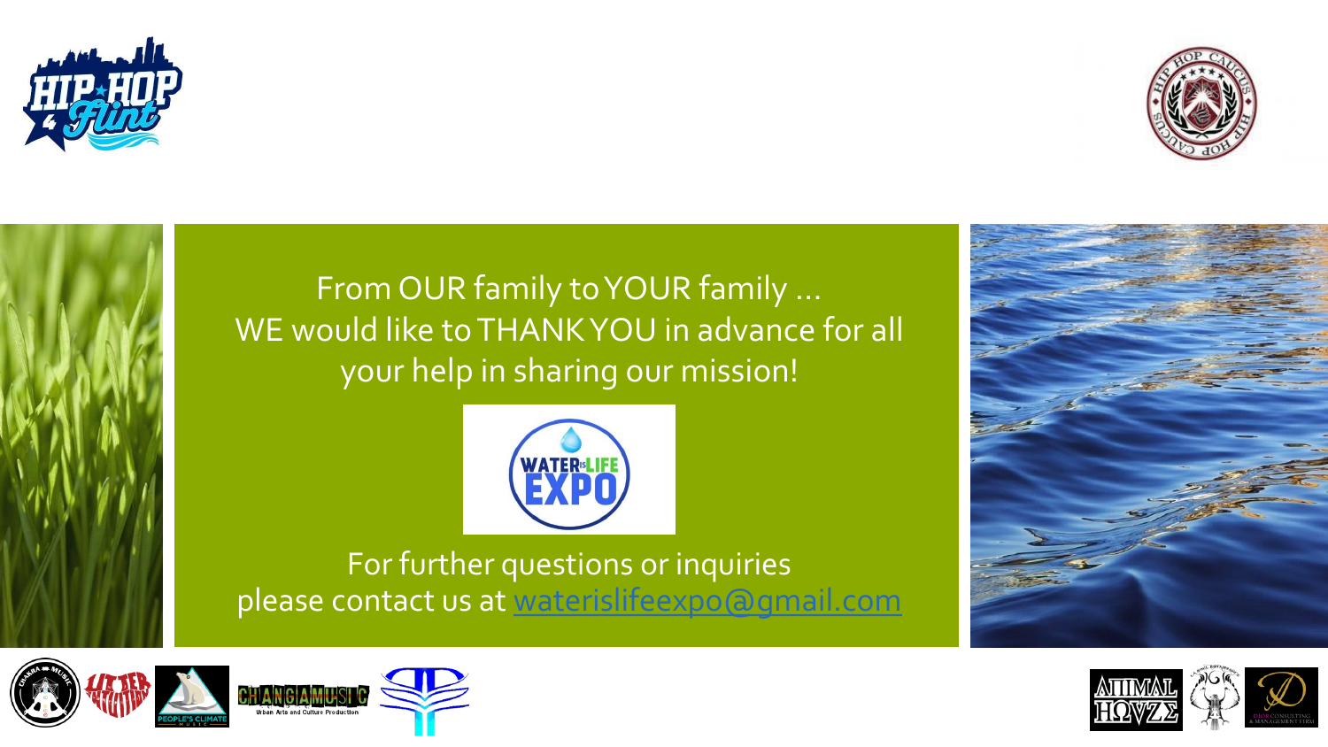From OUR family to YOUR family ...
WE would like to THANK YOU in advance for all your help in sharing our mission!

For further questions or inquiries please contact us at waterislifeexpo@gmail.com